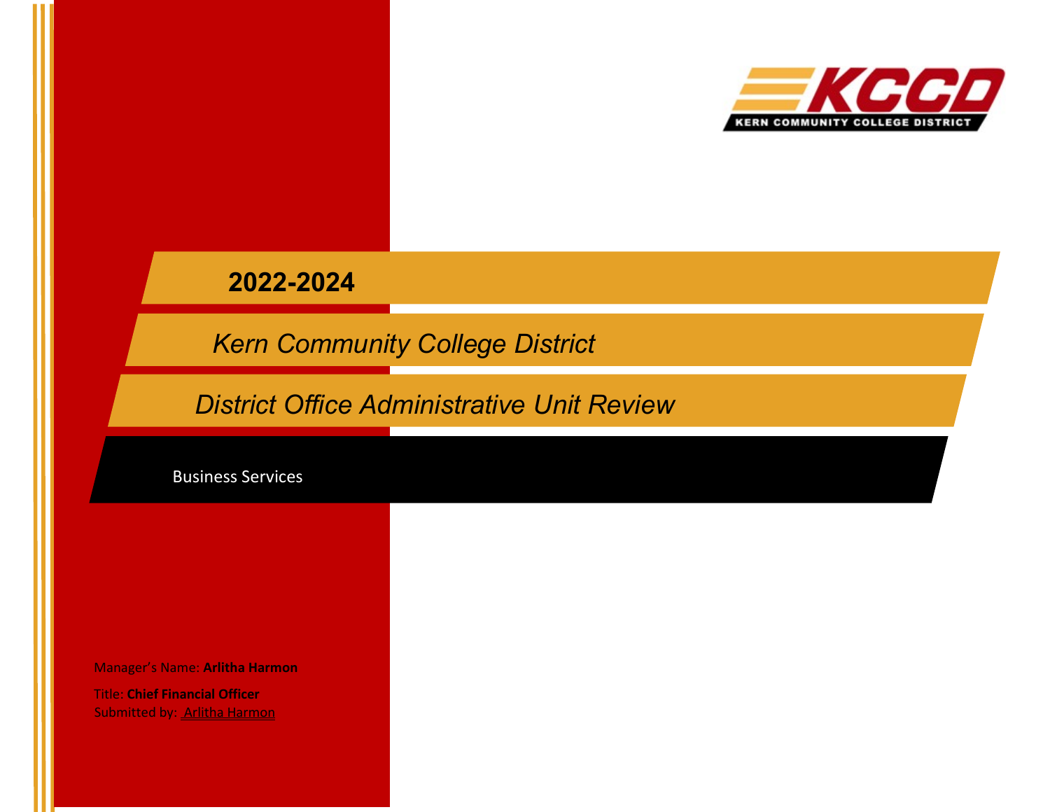KCCD

KERN COMMUNITY COLLEGE DISTRICT

# 2022-2024

## *Kern Community College District*

## *District Office Administrative Unit Review*

Business Services

Manager's Name: **Arlitha Harmon**

Title: **Chief Financial Officer**

Submitted by: Arlitha Harmon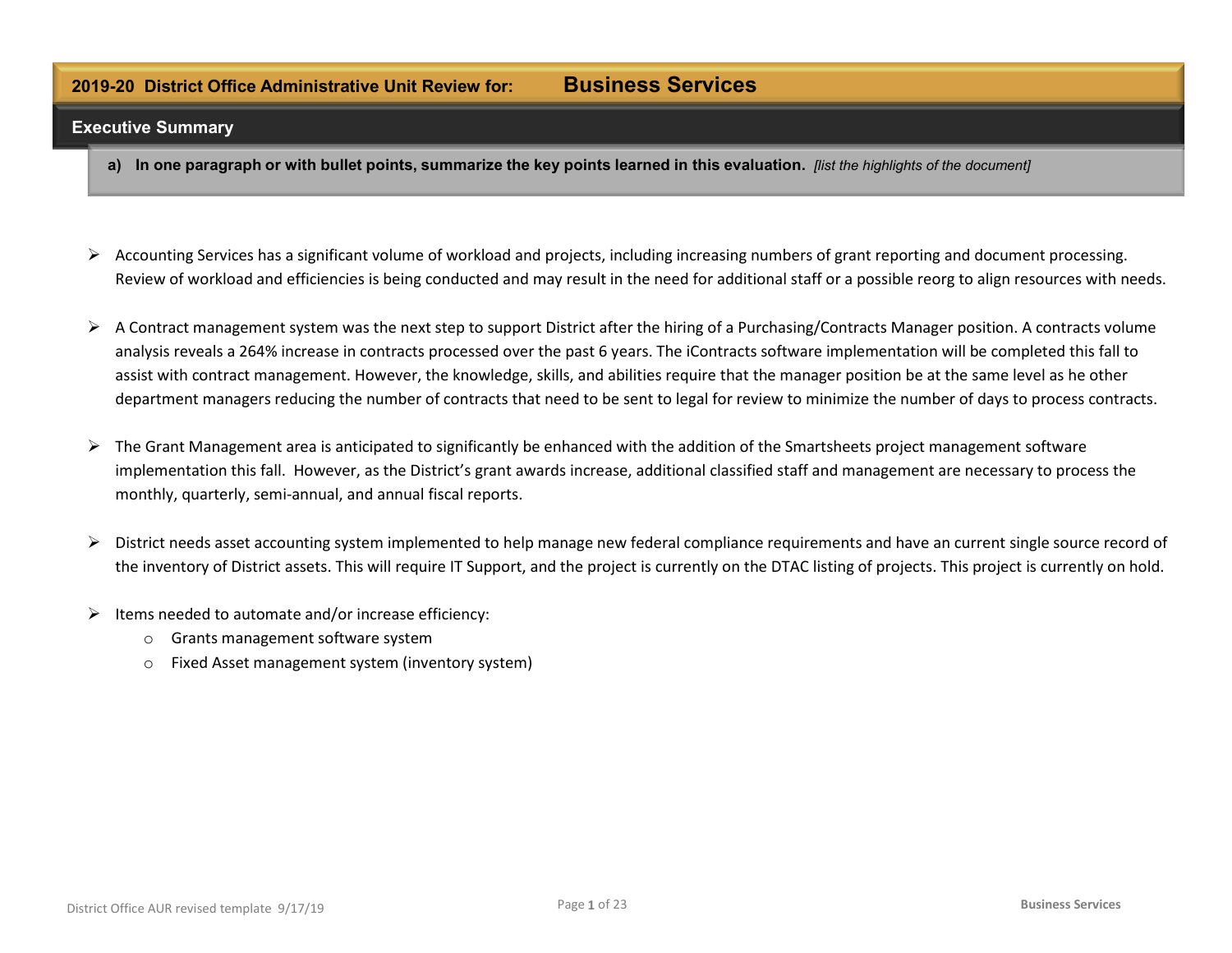## 2019-20 District Office Administrative Unit Review for: Business Services

### Executive Summary

**a) In one paragraph or with bullet points, summarize the key points learned in this evaluation.** *[list the highlights of the document]*

- Accounting Services has a significant volume of workload and projects, including increasing numbers of grant reporting and document processing. Review of workload and efficiencies is being conducted and may result in the need for additional staff or a possible reorg to align resources with needs.

- A Contract management system was the next step to support District after the hiring of a Purchasing/Contracts Manager position. A contracts volume analysis reveals a 264% increase in contracts processed over the past 6 years. The iContracts software implementation will be completed this fall to assist with contract management. However, the knowledge, skills, and abilities require that the manager position be at the same level as he other department managers reducing the number of contracts that need to be sent to legal for review to minimize the number of days to process contracts.

- The Grant Management area is anticipated to significantly be enhanced with the addition of the Smartsheets project management software implementation this fall. However, as the District's grant awards increase, additional classified staff and management are necessary to process the monthly, quarterly, semi-annual, and annual fiscal reports.

- District needs asset accounting system implemented to help manage new federal compliance requirements and have an current single source record of the inventory of District assets. This will require IT Support, and the project is currently on the DTAC listing of projects. This project is currently on hold.

- Items needed to automate and/or increase efficiency:
  - Grants management software system
  - Fixed Asset management system (inventory system)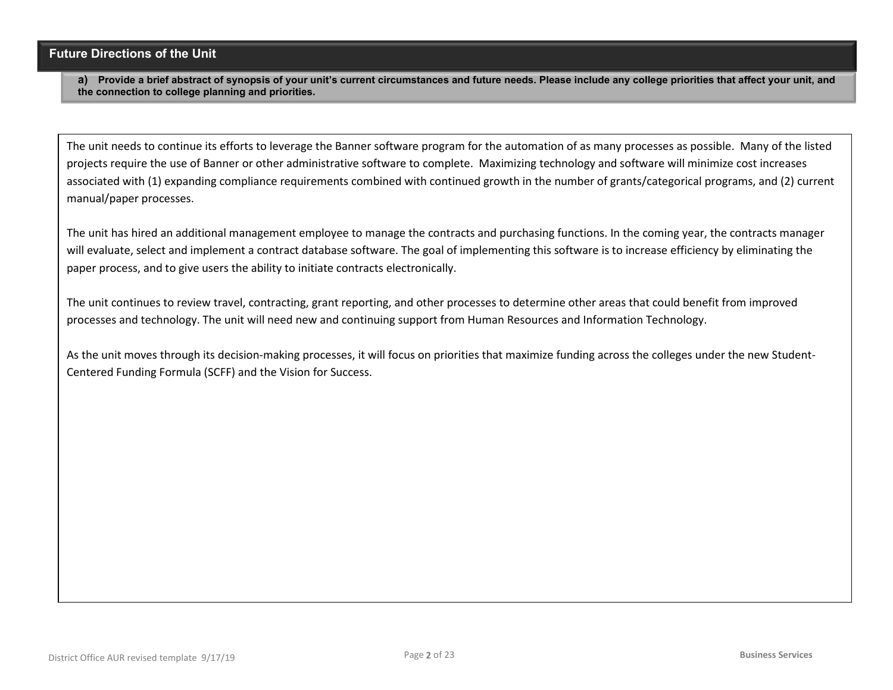## Future Directions of the Unit

**a) Provide a brief abstract of synopsis of your unit's current circumstances and future needs. Please include any college priorities that affect your unit, and the connection to college planning and priorities.**

The unit needs to continue its efforts to leverage the Banner software program for the automation of as many processes as possible. Many of the listed projects require the use of Banner or other administrative software to complete. Maximizing technology and software will minimize cost increases associated with (1) expanding compliance requirements combined with continued growth in the number of grants/categorical programs, and (2) current manual/paper processes.

The unit has hired an additional management employee to manage the contracts and purchasing functions. In the coming year, the contracts manager will evaluate, select and implement a contract database software. The goal of implementing this software is to increase efficiency by eliminating the paper process, and to give users the ability to initiate contracts electronically.

The unit continues to review travel, contracting, grant reporting, and other processes to determine other areas that could benefit from improved processes and technology. The unit will need new and continuing support from Human Resources and Information Technology.

As the unit moves through its decision-making processes, it will focus on priorities that maximize funding across the colleges under the new Student-Centered Funding Formula (SCFF) and the Vision for Success.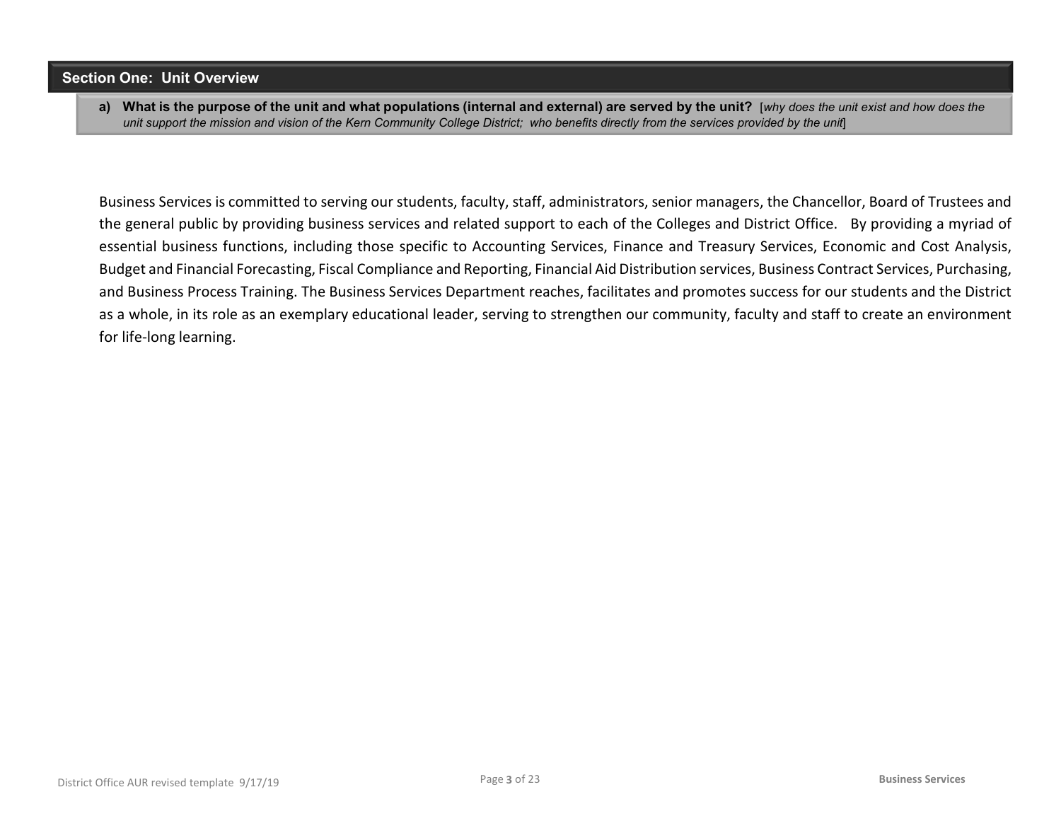## Section One: Unit Overview

**a) What is the purpose of the unit and what populations (internal and external) are served by the unit?** [*why does the unit exist and how does the unit support the mission and vision of the Kern Community College District; who benefits directly from the services provided by the unit*]

Business Services is committed to serving our students, faculty, staff, administrators, senior managers, the Chancellor, Board of Trustees and the general public by providing business services and related support to each of the Colleges and District Office. By providing a myriad of essential business functions, including those specific to Accounting Services, Finance and Treasury Services, Economic and Cost Analysis, Budget and Financial Forecasting, Fiscal Compliance and Reporting, Financial Aid Distribution services, Business Contract Services, Purchasing, and Business Process Training. The Business Services Department reaches, facilitates and promotes success for our students and the District as a whole, in its role as an exemplary educational leader, serving to strengthen our community, faculty and staff to create an environment for life-long learning.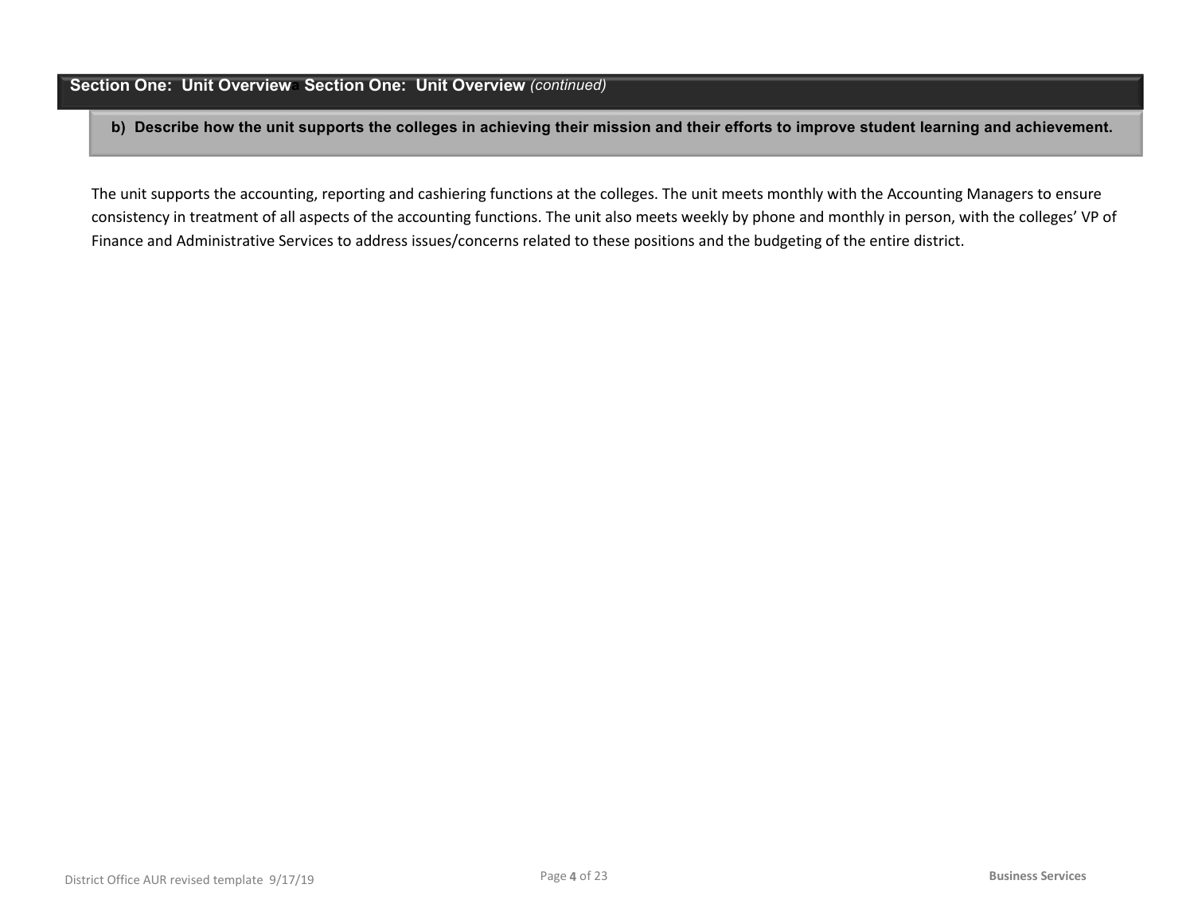## Section One: Unit Overview Section One: Unit Overview *(continued)*

### b) Describe how the unit supports the colleges in achieving their mission and their efforts to improve student learning and achievement.

The unit supports the accounting, reporting and cashiering functions at the colleges. The unit meets monthly with the Accounting Managers to ensure consistency in treatment of all aspects of the accounting functions. The unit also meets weekly by phone and monthly in person, with the colleges' VP of Finance and Administrative Services to address issues/concerns related to these positions and the budgeting of the entire district.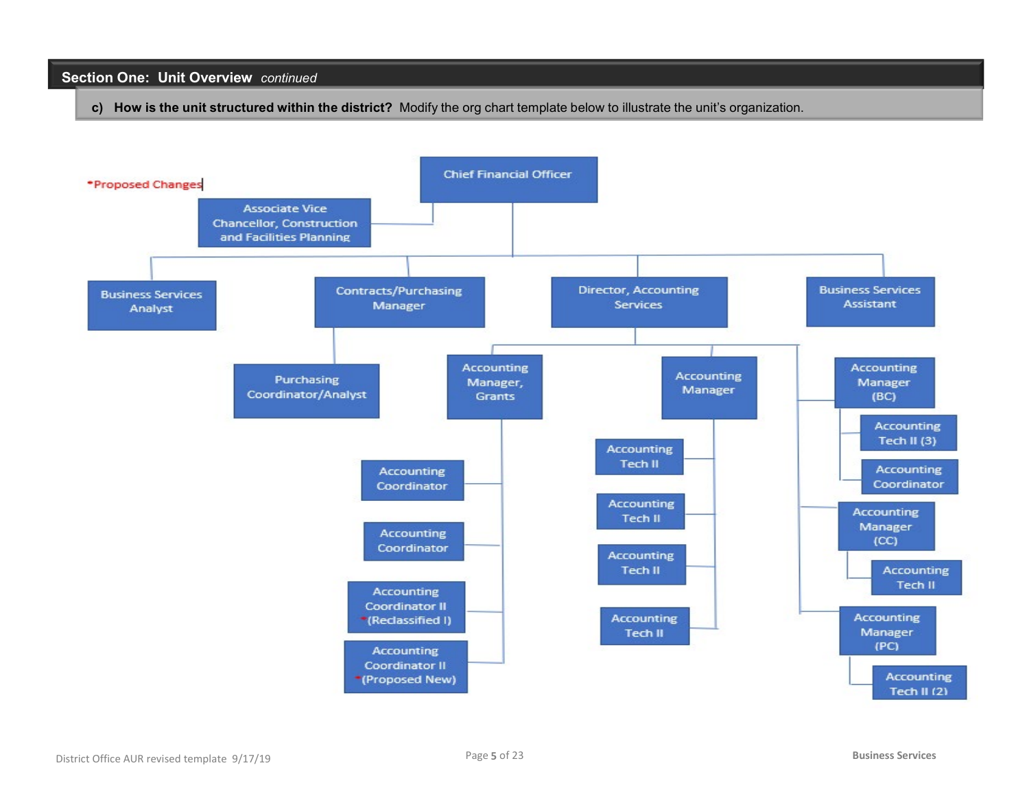## Section One: Unit Overview *continued*

**c) How is the unit structured within the district?** Modify the org chart template below to illustrate the unit's organization.

*Proposed Changes

- Chief Financial Officer
  - Associate Vice Chancellor, Construction and Facilities Planning
  - Business Services Analyst
  - Contracts/Purchasing Manager
    - Purchasing Coordinator/Analyst
  - Director, Accounting Services
    - Accounting Manager, Grants
      - Accounting Coordinator
      - Accounting Coordinator
      - Accounting Coordinator II *(Reclassified I)
      - Accounting Coordinator II *(Proposed New)
    - Accounting Manager
      - Accounting Tech II
      - Accounting Tech II
      - Accounting Tech II
      - Accounting Tech II
    - Accounting Manager (BC)
      - Accounting Tech II (3)
      - Accounting Coordinator
    - Accounting Manager (CC)
      - Accounting Tech II
    - Accounting Manager (PC)
      - Accounting Tech II (2)
  - Business Services Assistant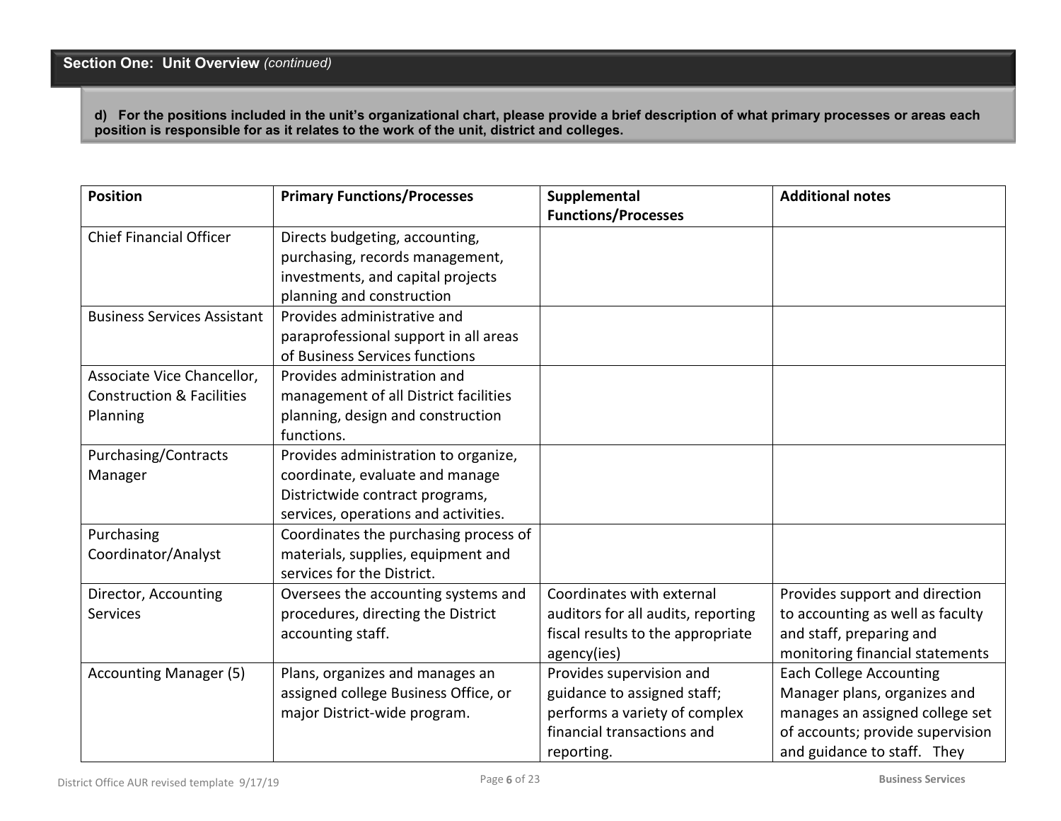## Section One: Unit Overview *(continued)*

**d) For the positions included in the unit's organizational chart, please provide a brief description of what primary processes or areas each position is responsible for as it relates to the work of the unit, district and colleges.**

| Position | Primary Functions/Processes | Supplemental Functions/Processes | Additional notes |
|---|---|---|---|
| Chief Financial Officer | Directs budgeting, accounting, purchasing, records management, investments, and capital projects planning and construction | | |
| Business Services Assistant | Provides administrative and paraprofessional support in all areas of Business Services functions | | |
| Associate Vice Chancellor, Construction & Facilities Planning | Provides administration and management of all District facilities planning, design and construction functions. | | |
| Purchasing/Contracts Manager | Provides administration to organize, coordinate, evaluate and manage Districtwide contract programs, services, operations and activities. | | |
| Purchasing Coordinator/Analyst | Coordinates the purchasing process of materials, supplies, equipment and services for the District. | | |
| Director, Accounting Services | Oversees the accounting systems and procedures, directing the District accounting staff. | Coordinates with external auditors for all audits, reporting fiscal results to the appropriate agency(ies) | Provides support and direction to accounting as well as faculty and staff, preparing and monitoring financial statements |
| Accounting Manager (5) | Plans, organizes and manages an assigned college Business Office, or major District-wide program. | Provides supervision and guidance to assigned staff; performs a variety of complex financial transactions and reporting. | Each College Accounting Manager plans, organizes and manages an assigned college set of accounts; provide supervision and guidance to staff. They |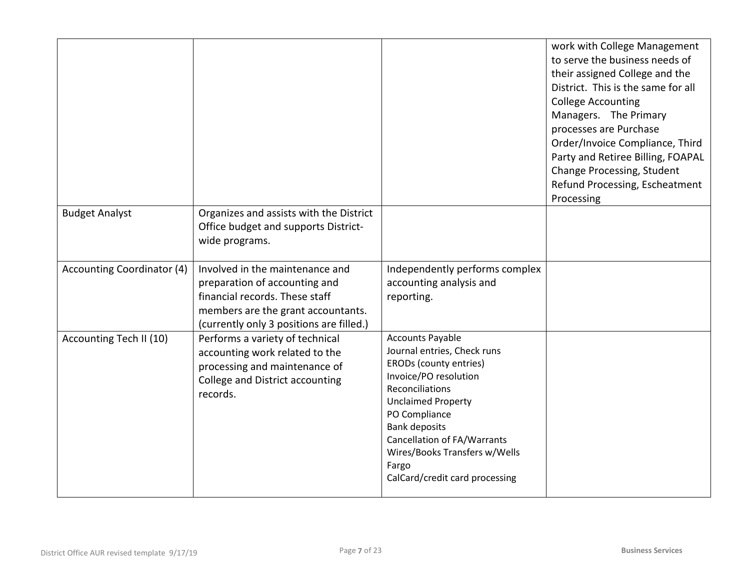| | | | |
|---|---|---|---|
| | | | work with College Management to serve the business needs of their assigned College and the District. This is the same for all College Accounting Managers. The Primary processes are Purchase Order/Invoice Compliance, Third Party and Retiree Billing, FOAPAL Change Processing, Student Refund Processing, Escheatment Processing |
| Budget Analyst | Organizes and assists with the District Office budget and supports District-wide programs. | | |
| Accounting Coordinator (4) | Involved in the maintenance and preparation of accounting and financial records. These staff members are the grant accountants. (currently only 3 positions are filled.) | Independently performs complex accounting analysis and reporting. | |
| Accounting Tech II (10) | Performs a variety of technical accounting work related to the processing and maintenance of College and District accounting records. | Accounts Payable<br>Journal entries, Check runs<br>ERODs (county entries)<br>Invoice/PO resolution<br>Reconciliations<br>Unclaimed Property<br>PO Compliance<br>Bank deposits<br>Cancellation of FA/Warrants<br>Wires/Books Transfers w/Wells Fargo<br>CalCard/credit card processing | |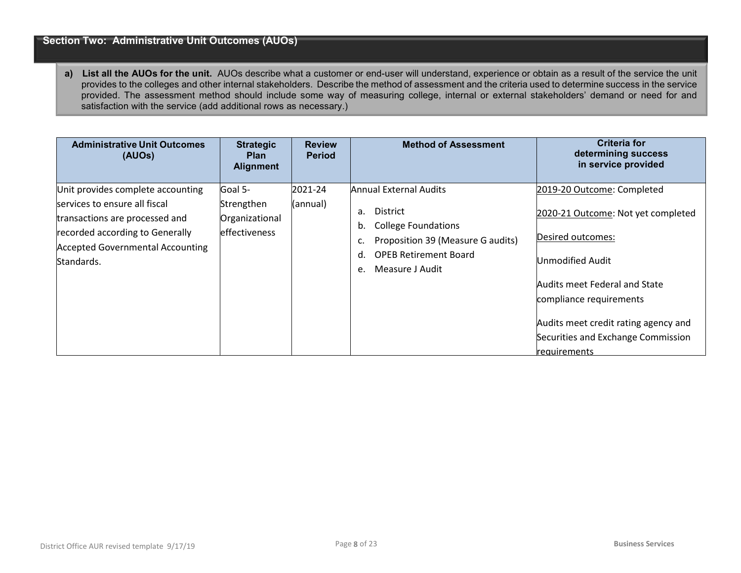## Section Two: Administrative Unit Outcomes (AUOs)

**a) List all the AUOs for the unit.** AUOs describe what a customer or end-user will understand, experience or obtain as a result of the service the unit provides to the colleges and other internal stakeholders. Describe the method of assessment and the criteria used to determine success in the service provided. The assessment method should include some way of measuring college, internal or external stakeholders' demand or need for and satisfaction with the service (add additional rows as necessary.)

| Administrative Unit Outcomes (AUOs) | Strategic Plan Alignment | Review Period | Method of Assessment | Criteria for determining success in service provided |
| --- | --- | --- | --- | --- |
| Unit provides complete accounting services to ensure all fiscal transactions are processed and recorded according to Generally Accepted Governmental Accounting Standards. | Goal 5- Strengthen Organizational effectiveness | 2021-24 (annual) | Annual External Audits<br>a. District<br>b. College Foundations<br>c. Proposition 39 (Measure G audits)<br>d. OPEB Retirement Board<br>e. Measure J Audit | 2019-20 Outcome: Completed<br><br>2020-21 Outcome: Not yet completed<br><br>Desired outcomes:<br><br>Unmodified Audit<br><br>Audits meet Federal and State compliance requirements<br><br>Audits meet credit rating agency and Securities and Exchange Commission requirements |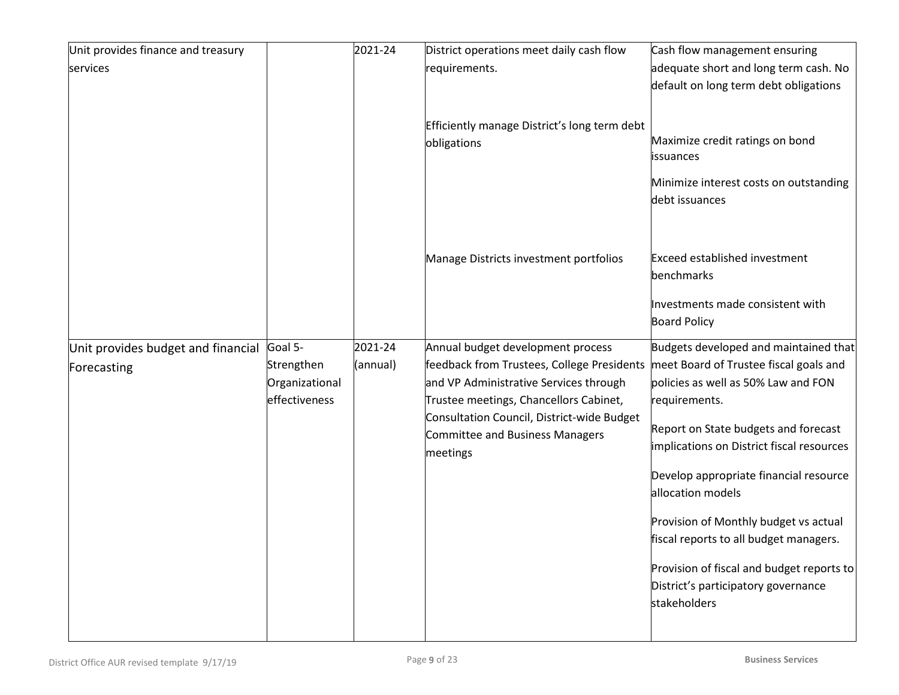| | | | | |
|---|---|---|---|---|
| Unit provides finance and treasury services | | 2021-24 | District operations meet daily cash flow requirements.<br><br>Efficiently manage District's long term debt obligations<br><br>Manage Districts investment portfolios | Cash flow management ensuring adequate short and long term cash. No default on long term debt obligations<br><br>Maximize credit ratings on bond issuances<br><br>Minimize interest costs on outstanding debt issuances<br><br>Exceed established investment benchmarks<br><br>Investments made consistent with Board Policy |
| Unit provides budget and financial Forecasting | Goal 5- Strengthen Organizational effectiveness | 2021-24 (annual) | Annual budget development process feedback from Trustees, College Presidents and VP Administrative Services through Trustee meetings, Chancellors Cabinet, Consultation Council, District-wide Budget Committee and Business Managers meetings | Budgets developed and maintained that meet Board of Trustee fiscal goals and policies as well as 50% Law and FON requirements.<br><br>Report on State budgets and forecast implications on District fiscal resources<br><br>Develop appropriate financial resource allocation models<br><br>Provision of Monthly budget vs actual fiscal reports to all budget managers.<br><br>Provision of fiscal and budget reports to District's participatory governance stakeholders |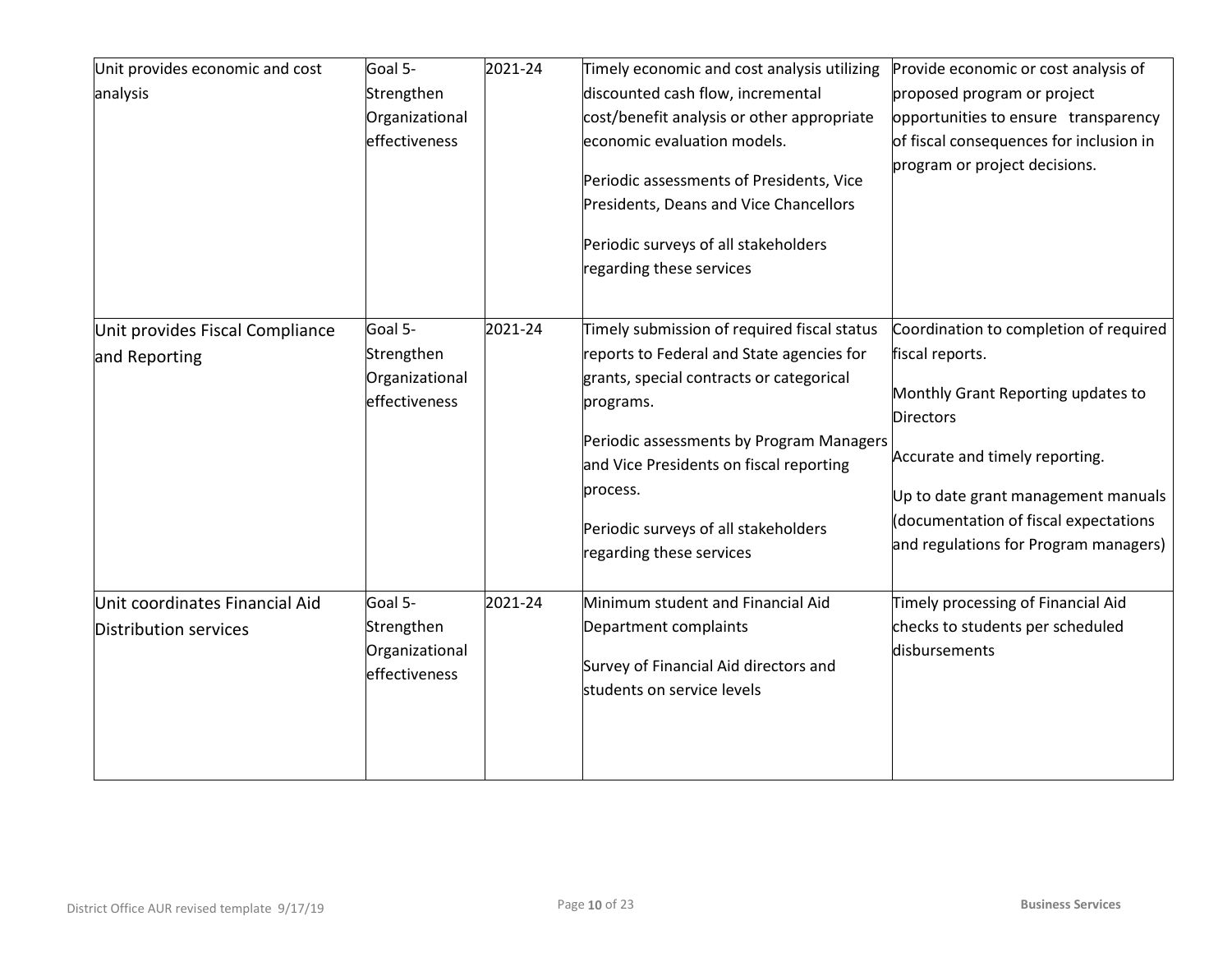| | | | | |
|---|---|---|---|---|
| Unit provides economic and cost analysis | Goal 5- Strengthen Organizational effectiveness | 2021-24 | Timely economic and cost analysis utilizing discounted cash flow, incremental cost/benefit analysis or other appropriate economic evaluation models.<br><br>Periodic assessments of Presidents, Vice Presidents, Deans and Vice Chancellors<br><br>Periodic surveys of all stakeholders regarding these services | Provide economic or cost analysis of proposed program or project opportunities to ensure transparency of fiscal consequences for inclusion in program or project decisions. |
| Unit provides Fiscal Compliance and Reporting | Goal 5- Strengthen Organizational effectiveness | 2021-24 | Timely submission of required fiscal status reports to Federal and State agencies for grants, special contracts or categorical programs.<br><br>Periodic assessments by Program Managers and Vice Presidents on fiscal reporting process.<br><br>Periodic surveys of all stakeholders regarding these services | Coordination to completion of required fiscal reports.<br><br>Monthly Grant Reporting updates to Directors<br><br>Accurate and timely reporting.<br><br>Up to date grant management manuals (documentation of fiscal expectations and regulations for Program managers) |
| Unit coordinates Financial Aid Distribution services | Goal 5- Strengthen Organizational effectiveness | 2021-24 | Minimum student and Financial Aid Department complaints<br><br>Survey of Financial Aid directors and students on service levels | Timely processing of Financial Aid checks to students per scheduled disbursements |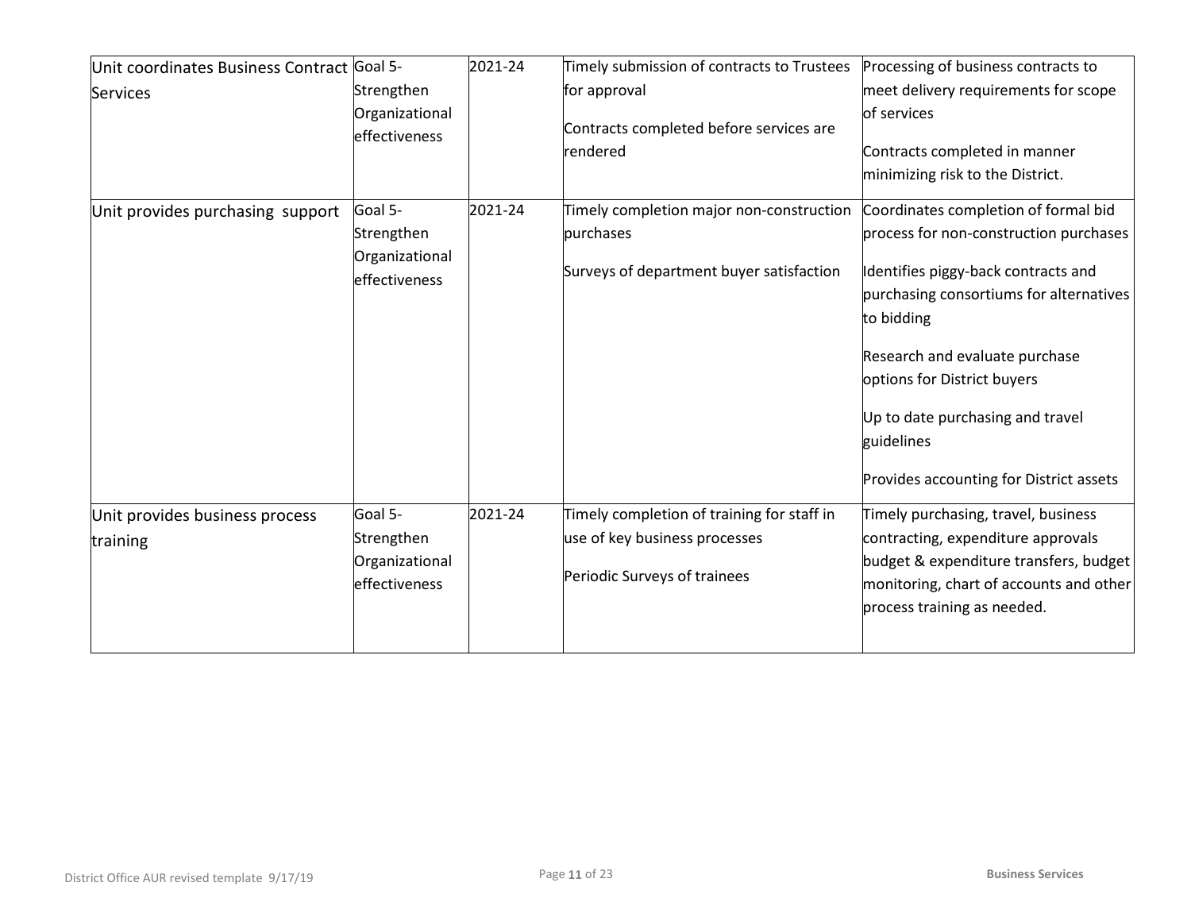| | | | | |
|---|---|---|---|---|
| Unit coordinates Business Contract Services | Goal 5- Strengthen Organizational effectiveness | 2021-24 | Timely submission of contracts to Trustees for approval<br><br>Contracts completed before services are rendered | Processing of business contracts to meet delivery requirements for scope of services<br><br>Contracts completed in manner minimizing risk to the District. |
| Unit provides purchasing support | Goal 5- Strengthen Organizational effectiveness | 2021-24 | Timely completion major non-construction purchases<br><br>Surveys of department buyer satisfaction | Coordinates completion of formal bid process for non-construction purchases<br><br>Identifies piggy-back contracts and purchasing consortiums for alternatives to bidding<br><br>Research and evaluate purchase options for District buyers<br><br>Up to date purchasing and travel guidelines<br><br>Provides accounting for District assets |
| Unit provides business process training | Goal 5- Strengthen Organizational effectiveness | 2021-24 | Timely completion of training for staff in use of key business processes<br><br>Periodic Surveys of trainees | Timely purchasing, travel, business contracting, expenditure approvals budget & expenditure transfers, budget monitoring, chart of accounts and other process training as needed. |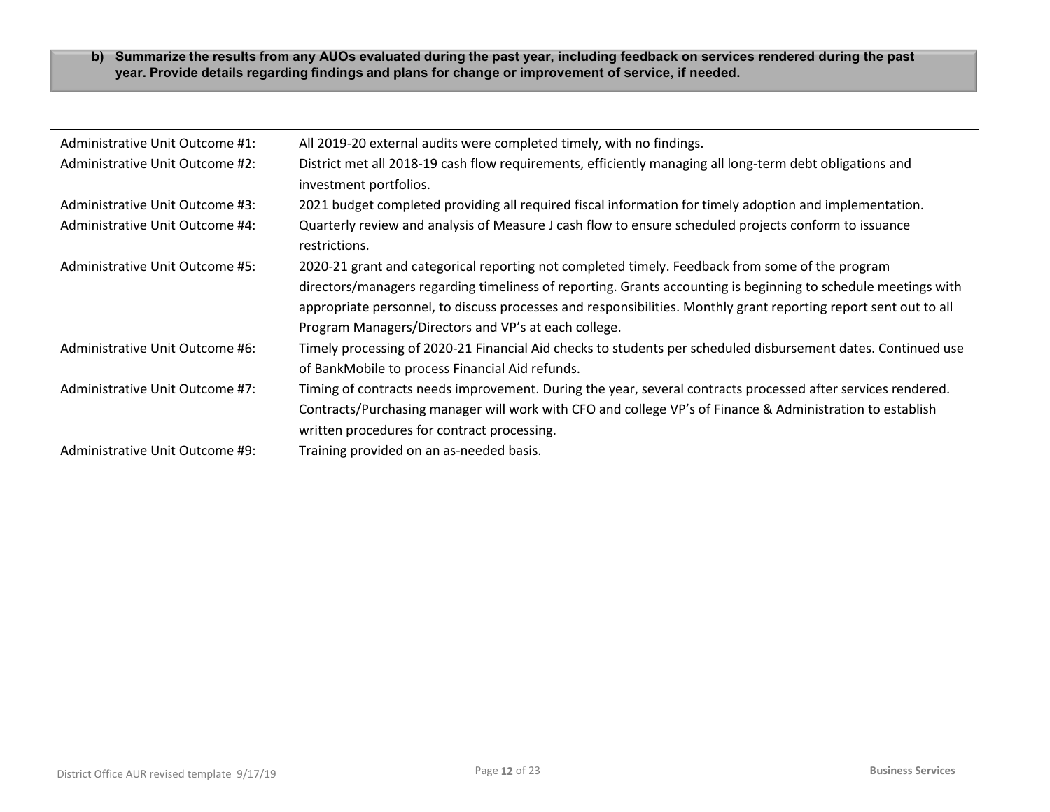**b) Summarize the results from any AUOs evaluated during the past year, including feedback on services rendered during the past year. Provide details regarding findings and plans for change or improvement of service, if needed.**

| | |
|---|---|
| Administrative Unit Outcome #1: | All 2019-20 external audits were completed timely, with no findings. |
| Administrative Unit Outcome #2: | District met all 2018-19 cash flow requirements, efficiently managing all long-term debt obligations and investment portfolios. |
| Administrative Unit Outcome #3: | 2021 budget completed providing all required fiscal information for timely adoption and implementation. |
| Administrative Unit Outcome #4: | Quarterly review and analysis of Measure J cash flow to ensure scheduled projects conform to issuance restrictions. |
| Administrative Unit Outcome #5: | 2020-21 grant and categorical reporting not completed timely. Feedback from some of the program directors/managers regarding timeliness of reporting. Grants accounting is beginning to schedule meetings with appropriate personnel, to discuss processes and responsibilities. Monthly grant reporting report sent out to all Program Managers/Directors and VP's at each college. |
| Administrative Unit Outcome #6: | Timely processing of 2020-21 Financial Aid checks to students per scheduled disbursement dates. Continued use of BankMobile to process Financial Aid refunds. |
| Administrative Unit Outcome #7: | Timing of contracts needs improvement. During the year, several contracts processed after services rendered. Contracts/Purchasing manager will work with CFO and college VP's of Finance & Administration to establish written procedures for contract processing. |
| Administrative Unit Outcome #9: | Training provided on an as-needed basis. |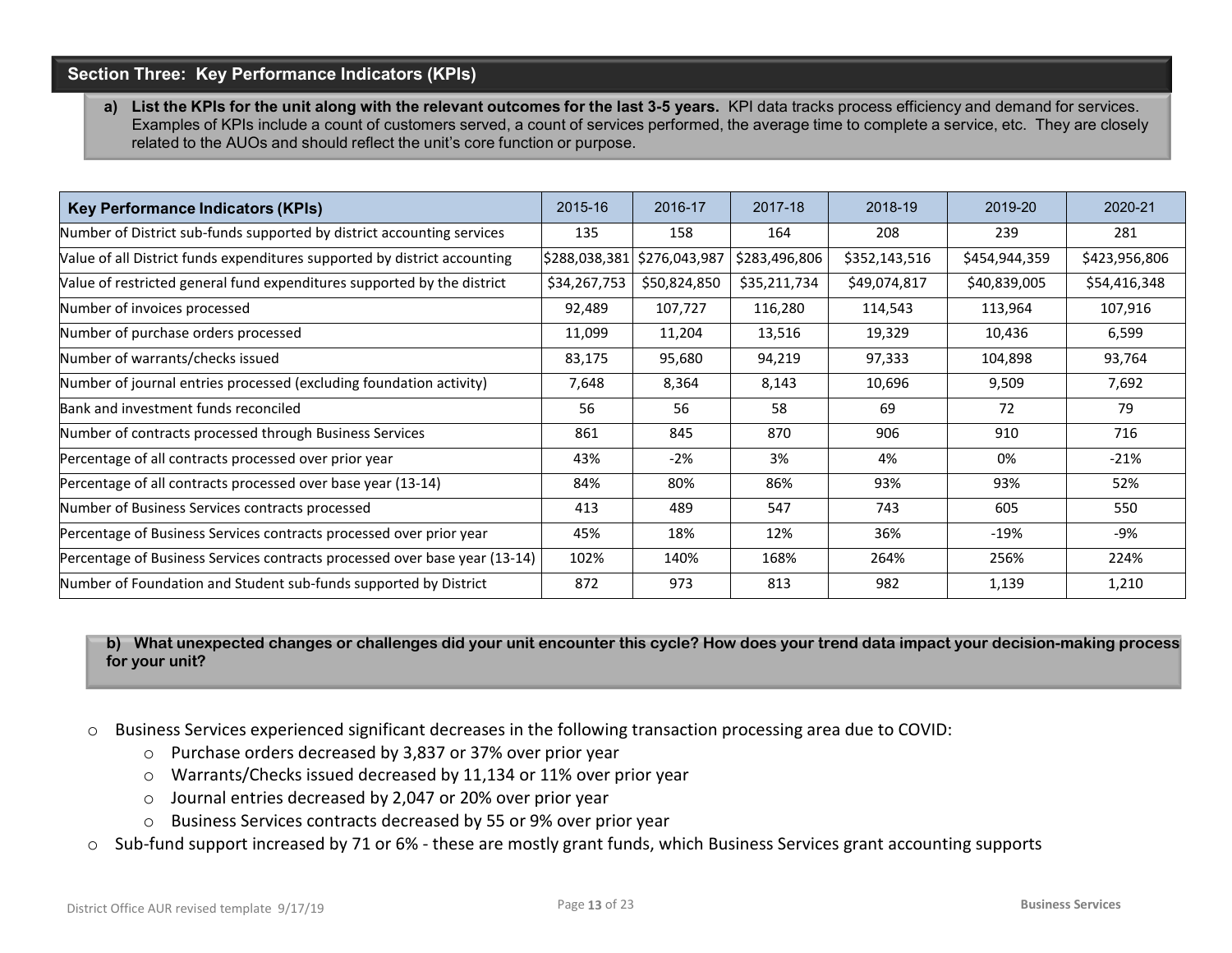## Section Three: Key Performance Indicators (KPIs)

**a) List the KPIs for the unit along with the relevant outcomes for the last 3-5 years.** KPI data tracks process efficiency and demand for services. Examples of KPIs include a count of customers served, a count of services performed, the average time to complete a service, etc. They are closely related to the AUOs and should reflect the unit's core function or purpose.

| Key Performance Indicators (KPIs) | 2015-16 | 2016-17 | 2017-18 | 2018-19 | 2019-20 | 2020-21 |
|---|---|---|---|---|---|---|
| Number of District sub-funds supported by district accounting services | 135 | 158 | 164 | 208 | 239 | 281 |
| Value of all District funds expenditures supported by district accounting | $288,038,381 | $276,043,987 | $283,496,806 | $352,143,516 | $454,944,359 | $423,956,806 |
| Value of restricted general fund expenditures supported by the district | $34,267,753 | $50,824,850 | $35,211,734 | $49,074,817 | $40,839,005 | $54,416,348 |
| Number of invoices processed | 92,489 | 107,727 | 116,280 | 114,543 | 113,964 | 107,916 |
| Number of purchase orders processed | 11,099 | 11,204 | 13,516 | 19,329 | 10,436 | 6,599 |
| Number of warrants/checks issued | 83,175 | 95,680 | 94,219 | 97,333 | 104,898 | 93,764 |
| Number of journal entries processed (excluding foundation activity) | 7,648 | 8,364 | 8,143 | 10,696 | 9,509 | 7,692 |
| Bank and investment funds reconciled | 56 | 56 | 58 | 69 | 72 | 79 |
| Number of contracts processed through Business Services | 861 | 845 | 870 | 906 | 910 | 716 |
| Percentage of all contracts processed over prior year | 43% | -2% | 3% | 4% | 0% | -21% |
| Percentage of all contracts processed over base year (13-14) | 84% | 80% | 86% | 93% | 93% | 52% |
| Number of Business Services contracts processed | 413 | 489 | 547 | 743 | 605 | 550 |
| Percentage of Business Services contracts processed over prior year | 45% | 18% | 12% | 36% | -19% | -9% |
| Percentage of Business Services contracts processed over base year (13-14) | 102% | 140% | 168% | 264% | 256% | 224% |
| Number of Foundation and Student sub-funds supported by District | 872 | 973 | 813 | 982 | 1,139 | 1,210 |

**b) What unexpected changes or challenges did your unit encounter this cycle? How does your trend data impact your decision-making process for your unit?**

- Business Services experienced significant decreases in the following transaction processing area due to COVID:
  - Purchase orders decreased by 3,837 or 37% over prior year
  - Warrants/Checks issued decreased by 11,134 or 11% over prior year
  - Journal entries decreased by 2,047 or 20% over prior year
  - Business Services contracts decreased by 55 or 9% over prior year
- Sub-fund support increased by 71 or 6% - these are mostly grant funds, which Business Services grant accounting supports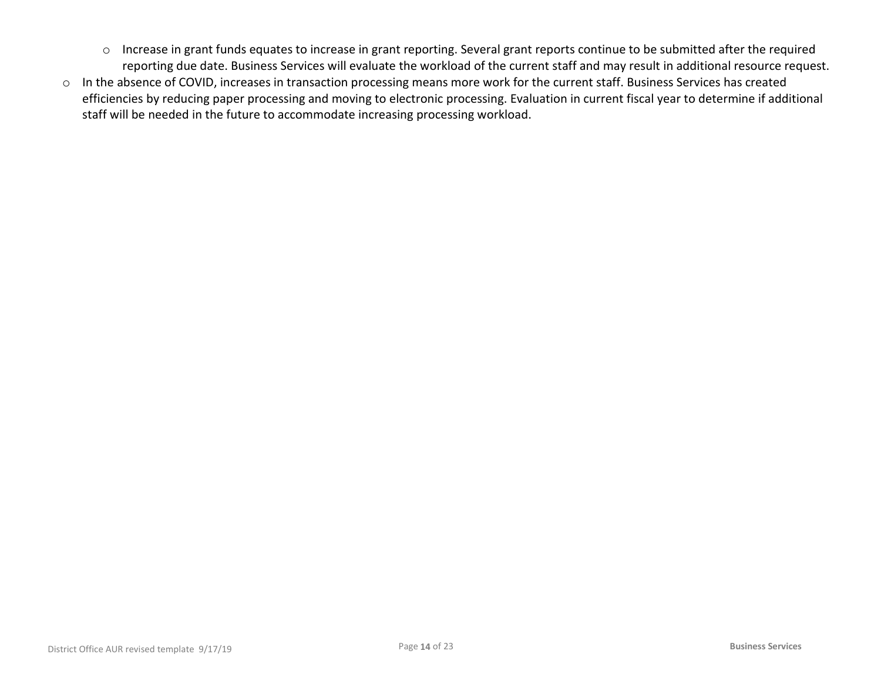- Increase in grant funds equates to increase in grant reporting. Several grant reports continue to be submitted after the required reporting due date. Business Services will evaluate the workload of the current staff and may result in additional resource request.
- In the absence of COVID, increases in transaction processing means more work for the current staff. Business Services has created efficiencies by reducing paper processing and moving to electronic processing. Evaluation in current fiscal year to determine if additional staff will be needed in the future to accommodate increasing processing workload.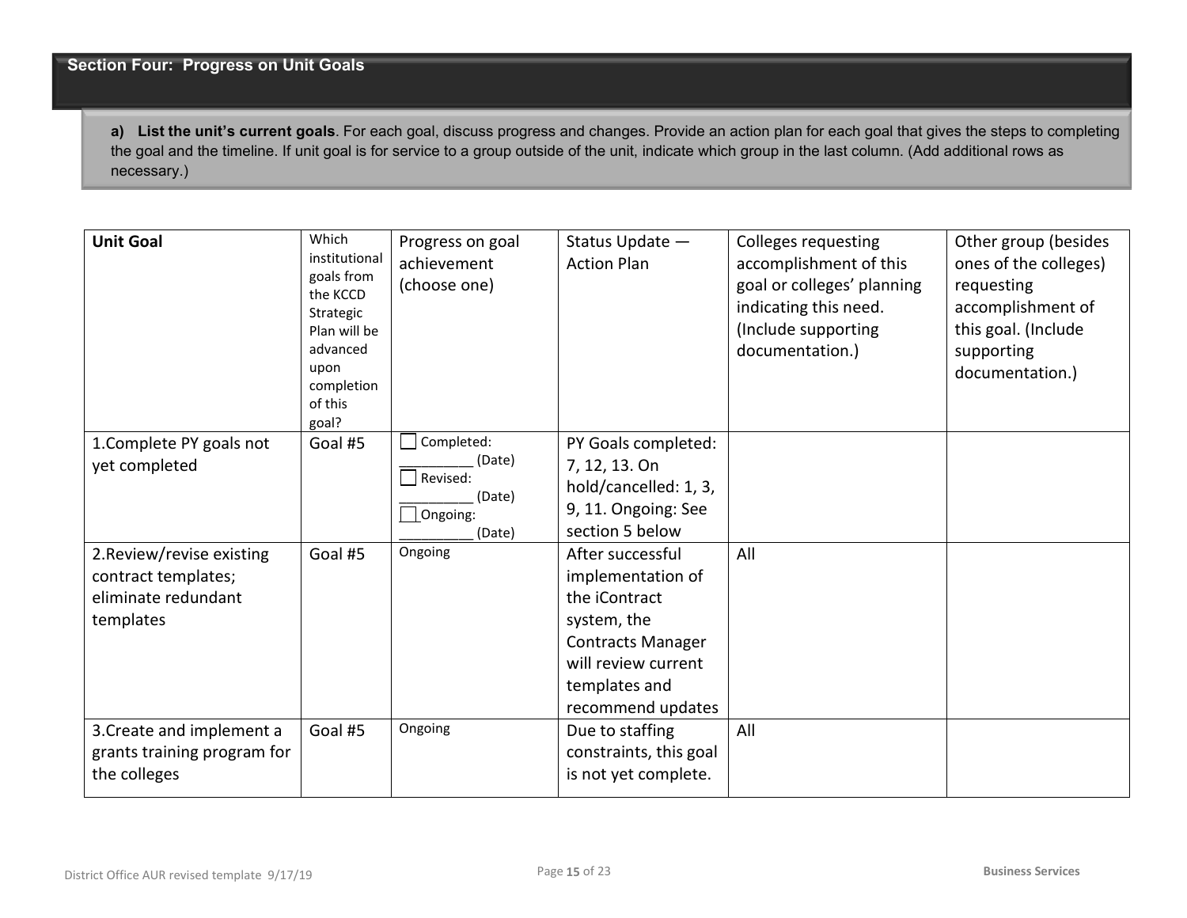## Section Four: Progress on Unit Goals

**a) List the unit's current goals**. For each goal, discuss progress and changes. Provide an action plan for each goal that gives the steps to completing the goal and the timeline. If unit goal is for service to a group outside of the unit, indicate which group in the last column. (Add additional rows as necessary.)

| Unit Goal | Which institutional goals from the KCCD Strategic Plan will be advanced upon completion of this goal? | Progress on goal achievement (choose one) | Status Update — Action Plan | Colleges requesting accomplishment of this goal or colleges' planning indicating this need. (Include supporting documentation.) | Other group (besides ones of the colleges) requesting accomplishment of this goal. (Include supporting documentation.) |
|---|---|---|---|---|---|
| 1.Complete PY goals not yet completed | Goal #5 | ☐ Completed: _________ (Date)<br>☐ Revised: _________ (Date)<br>☐ Ongoing: _________ (Date) | PY Goals completed: 7, 12, 13. On hold/cancelled: 1, 3, 9, 11. Ongoing: See section 5 below | | |
| 2.Review/revise existing contract templates; eliminate redundant templates | Goal #5 | Ongoing | After successful implementation of the iContract system, the Contracts Manager will review current templates and recommend updates | All | |
| 3.Create and implement a grants training program for the colleges | Goal #5 | Ongoing | Due to staffing constraints, this goal is not yet complete. | All | |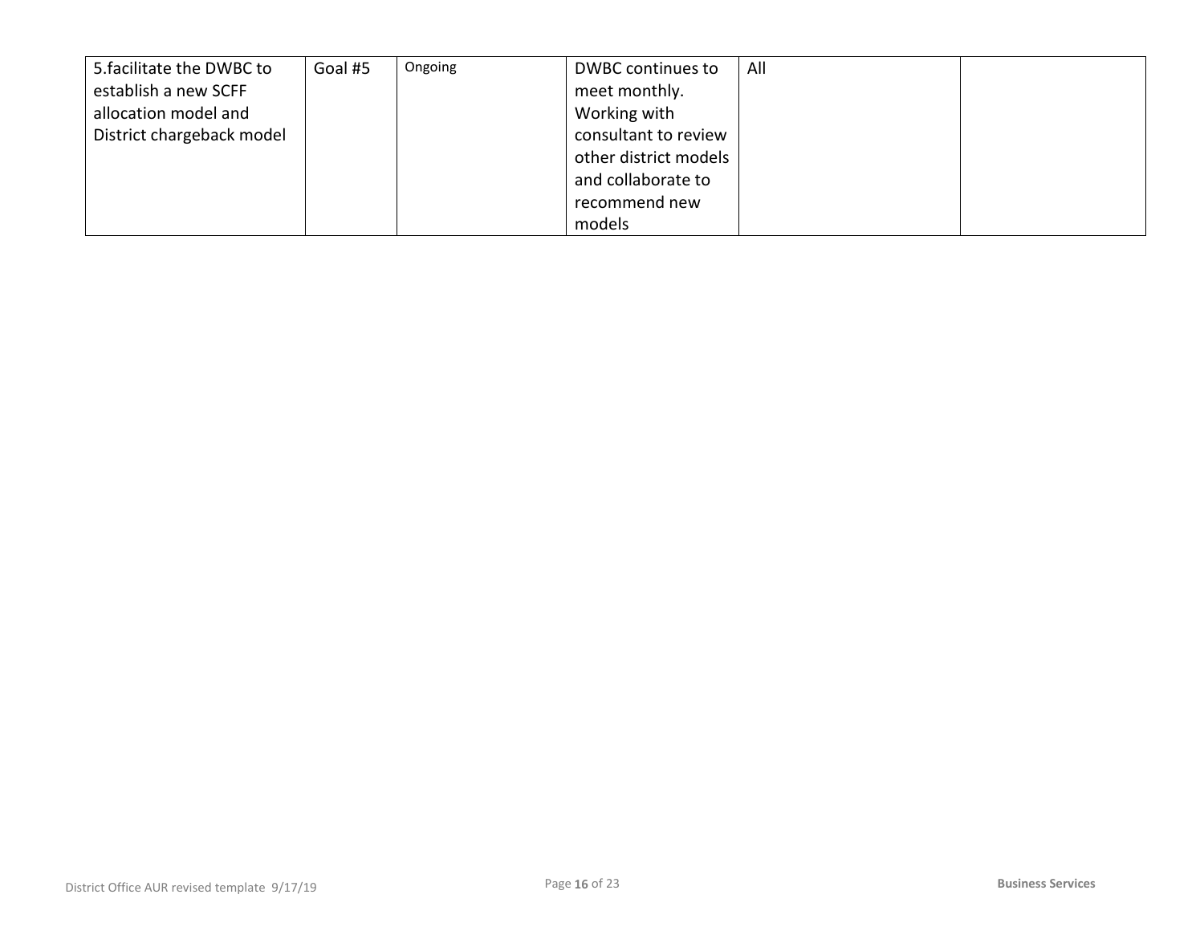| | | | | | |
|---|---|---|---|---|---|
| 5.facilitate the DWBC to establish a new SCFF allocation model and District chargeback model | Goal #5 | Ongoing | DWBC continues to meet monthly. Working with consultant to review other district models and collaborate to recommend new models | All | |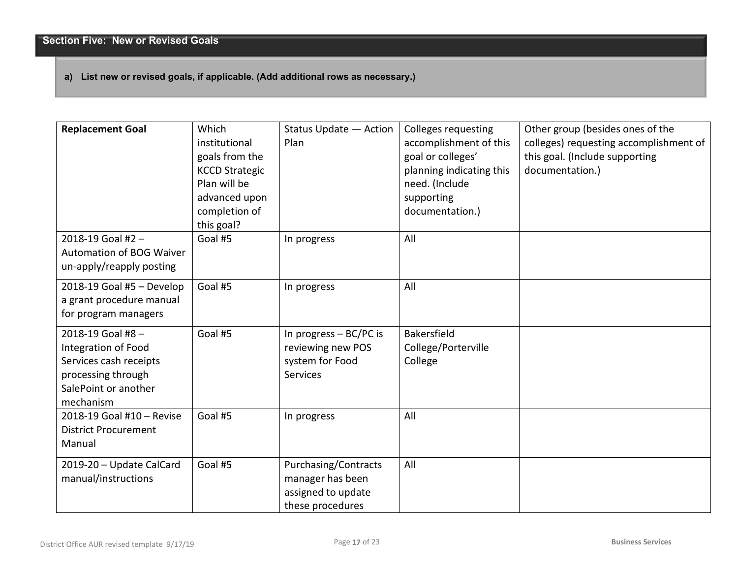## Section Five: New or Revised Goals

**a) List new or revised goals, if applicable. (Add additional rows as necessary.)**

| **Replacement Goal** | Which institutional goals from the KCCD Strategic Plan will be advanced upon completion of this goal? | Status Update — Action Plan | Colleges requesting accomplishment of this goal or colleges' planning indicating this need. (Include supporting documentation.) | Other group (besides ones of the colleges) requesting accomplishment of this goal. (Include supporting documentation.) |
|---|---|---|---|---|
| 2018-19 Goal #2 – Automation of BOG Waiver un-apply/reapply posting | Goal #5 | In progress | All | |
| 2018-19 Goal #5 – Develop a grant procedure manual for program managers | Goal #5 | In progress | All | |
| 2018-19 Goal #8 – Integration of Food Services cash receipts processing through SalePoint or another mechanism | Goal #5 | In progress – BC/PC is reviewing new POS system for Food Services | Bakersfield College/Porterville College | |
| 2018-19 Goal #10 – Revise District Procurement Manual | Goal #5 | In progress | All | |
| 2019-20 – Update CalCard manual/instructions | Goal #5 | Purchasing/Contracts manager has been assigned to update these procedures | All | |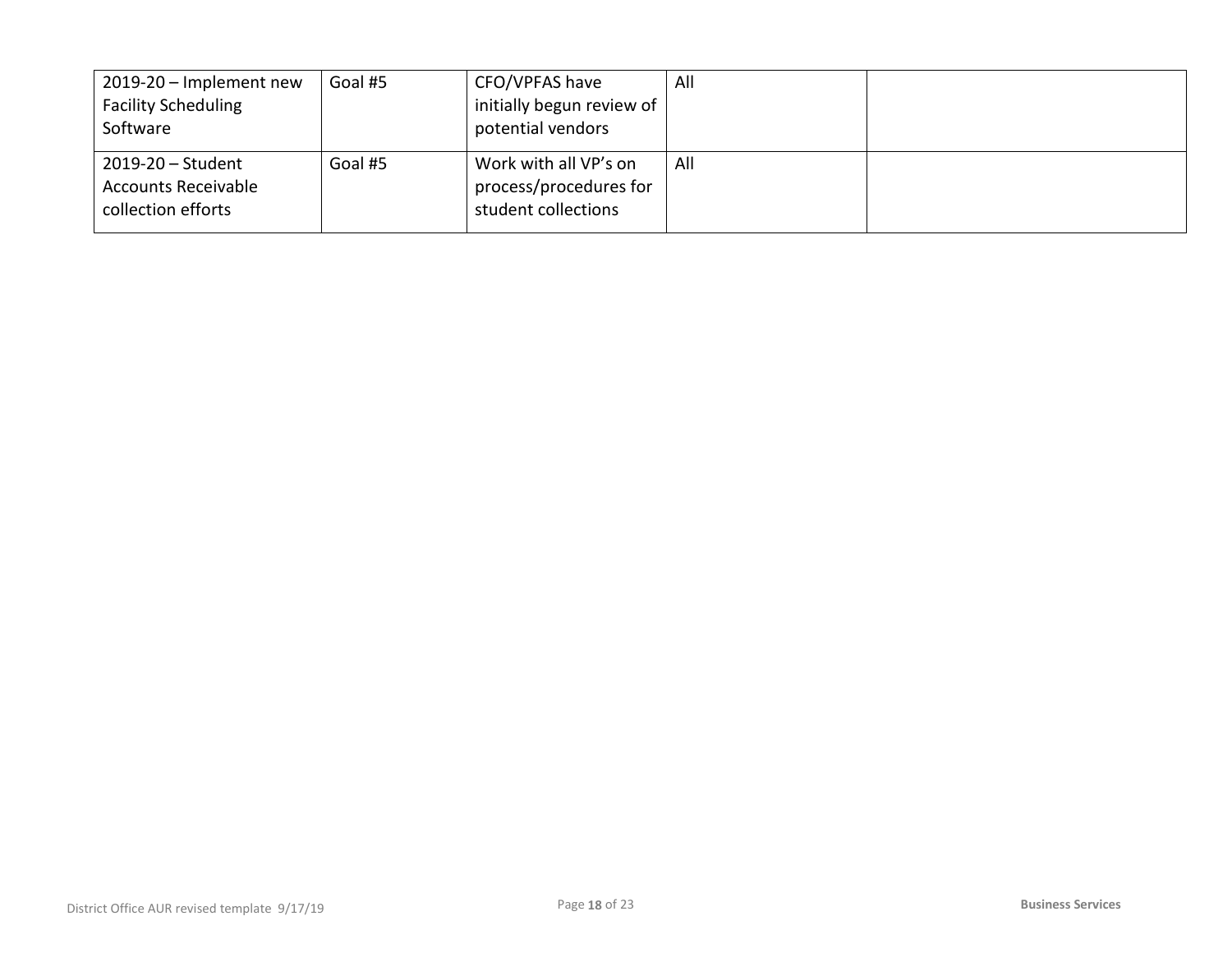| | | | | |
|---|---|---|---|---|
| 2019-20 – Implement new Facility Scheduling Software | Goal #5 | CFO/VPFAS have initially begun review of potential vendors | All | |
| 2019-20 – Student Accounts Receivable collection efforts | Goal #5 | Work with all VP's on process/procedures for student collections | All | |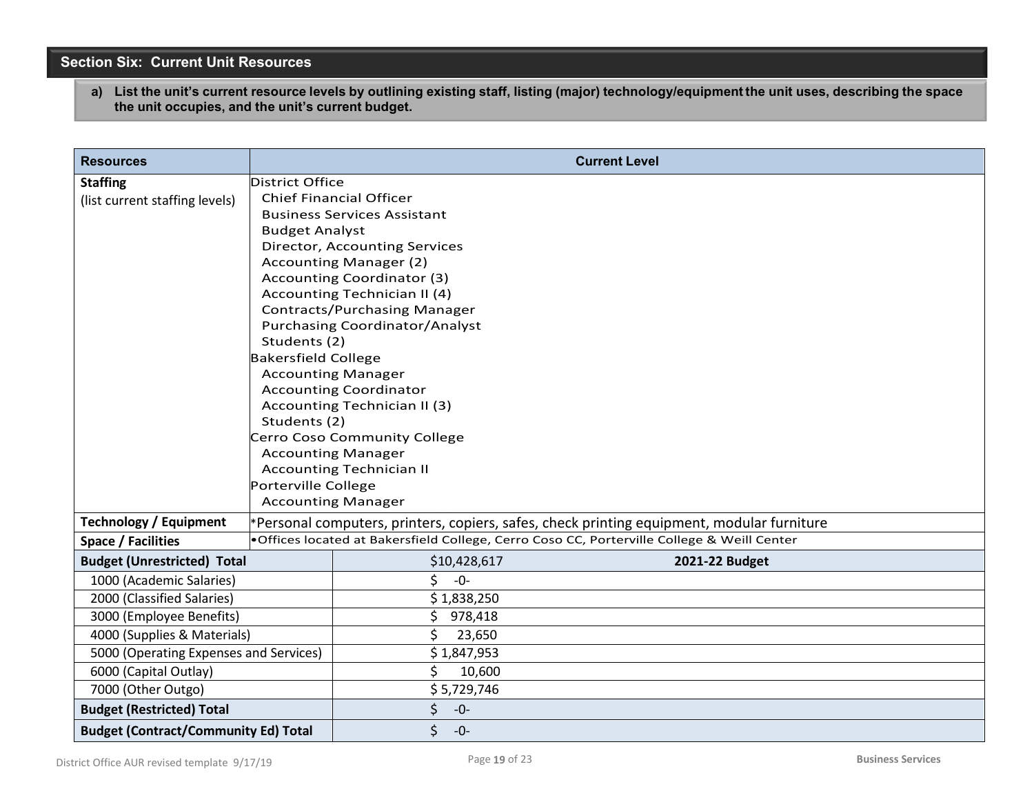## Section Six: Current Unit Resources

**a) List the unit's current resource levels by outlining existing staff, listing (major) technology/equipment the unit uses, describing the space the unit occupies, and the unit's current budget.**

| Resources | Current Level | |
|---|---|---|
| **Staffing**<br>(list current staffing levels) | District Office<br>Chief Financial Officer<br>Business Services Assistant<br>Budget Analyst<br>Director, Accounting Services<br>Accounting Manager (2)<br>Accounting Coordinator (3)<br>Accounting Technician II (4)<br>Contracts/Purchasing Manager<br>Purchasing Coordinator/Analyst<br>Students (2)<br>Bakersfield College<br>Accounting Manager<br>Accounting Coordinator<br>Accounting Technician II (3)<br>Students (2)<br>Cerro Coso Community College<br>Accounting Manager<br>Accounting Technician II<br>Porterville College<br>Accounting Manager | |
| **Technology / Equipment** | *Personal computers, printers, copiers, safes, check printing equipment, modular furniture | |
| **Space / Facilities** | •Offices located at Bakersfield College, Cerro Coso CC, Porterville College & Weill Center | |
| **Budget (Unrestricted) Total** | $10,428,617 | **2021-22 Budget** |
| 1000 (Academic Salaries) | $ -0- | |
| 2000 (Classified Salaries) | $ 1,838,250 | |
| 3000 (Employee Benefits) | $ 978,418 | |
| 4000 (Supplies & Materials) | $ 23,650 | |
| 5000 (Operating Expenses and Services) | $ 1,847,953 | |
| 6000 (Capital Outlay) | $ 10,600 | |
| 7000 (Other Outgo) | $ 5,729,746 | |
| **Budget (Restricted) Total** | $ -0- | |
| **Budget (Contract/Community Ed) Total** | $ -0- | |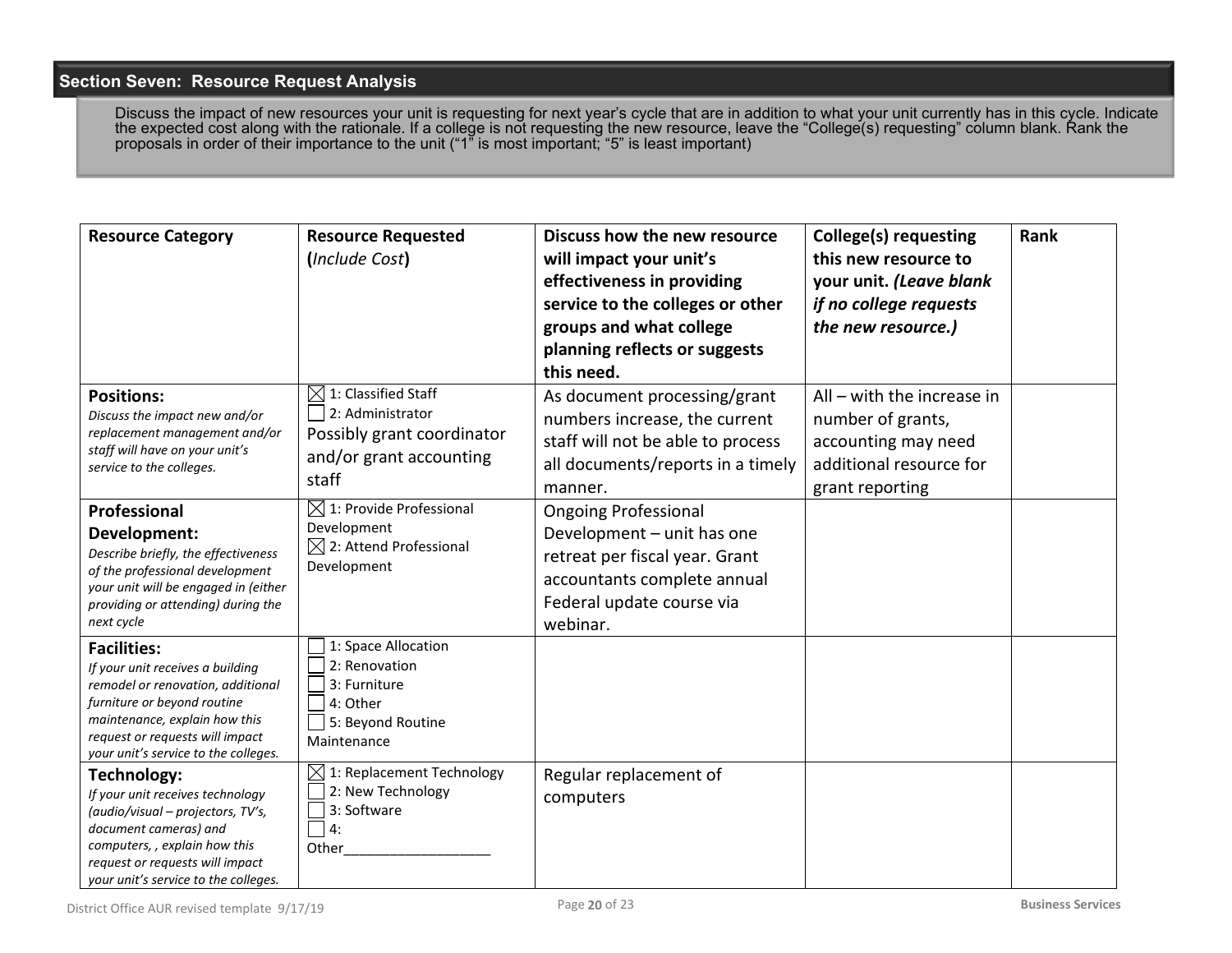## Section Seven: Resource Request Analysis

Discuss the impact of new resources your unit is requesting for next year's cycle that are in addition to what your unit currently has in this cycle. Indicate the expected cost along with the rationale. If a college is not requesting the new resource, leave the "College(s) requesting" column blank. Rank the proposals in order of their importance to the unit ("1" is most important; "5" is least important)

| **Resource Category** | **Resource Requested** (*Include Cost*) | **Discuss how the new resource will impact your unit's effectiveness in providing service to the colleges or other groups and what college planning reflects or suggests this need.** | **College(s) requesting this new resource to your unit.** ***(Leave blank if no college requests the new resource.)*** | **Rank** |
|---|---|---|---|---|
| **Positions:** *Discuss the impact new and/or replacement management and/or staff will have on your unit's service to the colleges.* | ☒ 1: Classified Staff<br>☐ 2: Administrator<br>Possibly grant coordinator and/or grant accounting staff | As document processing/grant numbers increase, the current staff will not be able to process all documents/reports in a timely manner. | All – with the increase in number of grants, accounting may need additional resource for grant reporting | |
| **Professional Development:** *Describe briefly, the effectiveness of the professional development your unit will be engaged in (either providing or attending) during the next cycle* | ☒ 1: Provide Professional Development<br>☒ 2: Attend Professional Development | Ongoing Professional Development – unit has one retreat per fiscal year. Grant accountants complete annual Federal update course via webinar. | | |
| **Facilities:** *If your unit receives a building remodel or renovation, additional furniture or beyond routine maintenance, explain how this request or requests will impact your unit's service to the colleges.* | ☐ 1: Space Allocation<br>☐ 2: Renovation<br>☐ 3: Furniture<br>☐ 4: Other<br>☐ 5: Beyond Routine Maintenance | | | |
| **Technology:** *If your unit receives technology (audio/visual – projectors, TV's, document cameras) and computers, , explain how this request or requests will impact your unit's service to the colleges.* | ☒ 1: Replacement Technology<br>☐ 2: New Technology<br>☐ 3: Software<br>☐ 4: Other___________________ | Regular replacement of computers | | |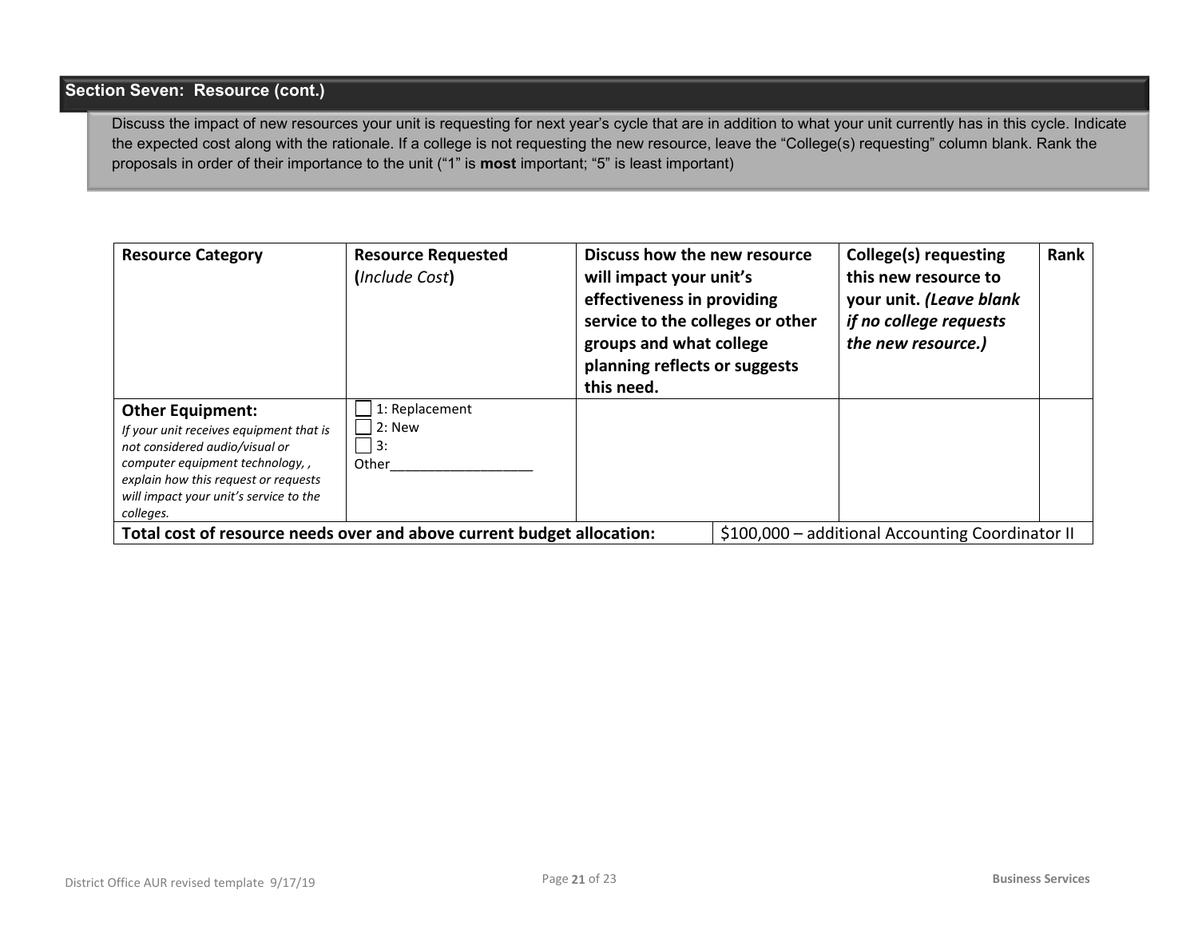## Section Seven: Resource (cont.)

Discuss the impact of new resources your unit is requesting for next year's cycle that are in addition to what your unit currently has in this cycle. Indicate the expected cost along with the rationale. If a college is not requesting the new resource, leave the "College(s) requesting" column blank. Rank the proposals in order of their importance to the unit ("1" is **most** important; "5" is least important)

| **Resource Category** | **Resource Requested** (*Include Cost*) | **Discuss how the new resource will impact your unit's effectiveness in providing service to the colleges or other groups and what college planning reflects or suggests this need.** | **College(s) requesting this new resource to your unit.** ***(Leave blank if no college requests the new resource.)*** | **Rank** |
|---|---|---|---|---|
| **Other Equipment:** *If your unit receives equipment that is not considered audio/visual or computer equipment technology, , explain how this request or requests will impact your unit's service to the colleges.* | ☐ 1: Replacement ☐ 2: New ☐ 3: Other___________________ | | | |
| **Total cost of resource needs over and above current budget allocation:** | | | $100,000 – additional Accounting Coordinator II | |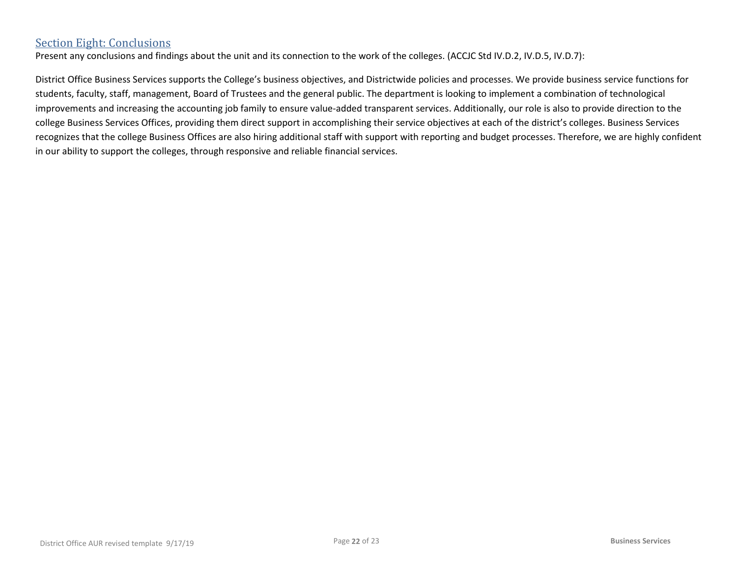## Section Eight: Conclusions

Present any conclusions and findings about the unit and its connection to the work of the colleges. (ACCJC Std IV.D.2, IV.D.5, IV.D.7):

District Office Business Services supports the College's business objectives, and Districtwide policies and processes. We provide business service functions for students, faculty, staff, management, Board of Trustees and the general public. The department is looking to implement a combination of technological improvements and increasing the accounting job family to ensure value-added transparent services. Additionally, our role is also to provide direction to the college Business Services Offices, providing them direct support in accomplishing their service objectives at each of the district's colleges. Business Services recognizes that the college Business Offices are also hiring additional staff with support with reporting and budget processes. Therefore, we are highly confident in our ability to support the colleges, through responsive and reliable financial services.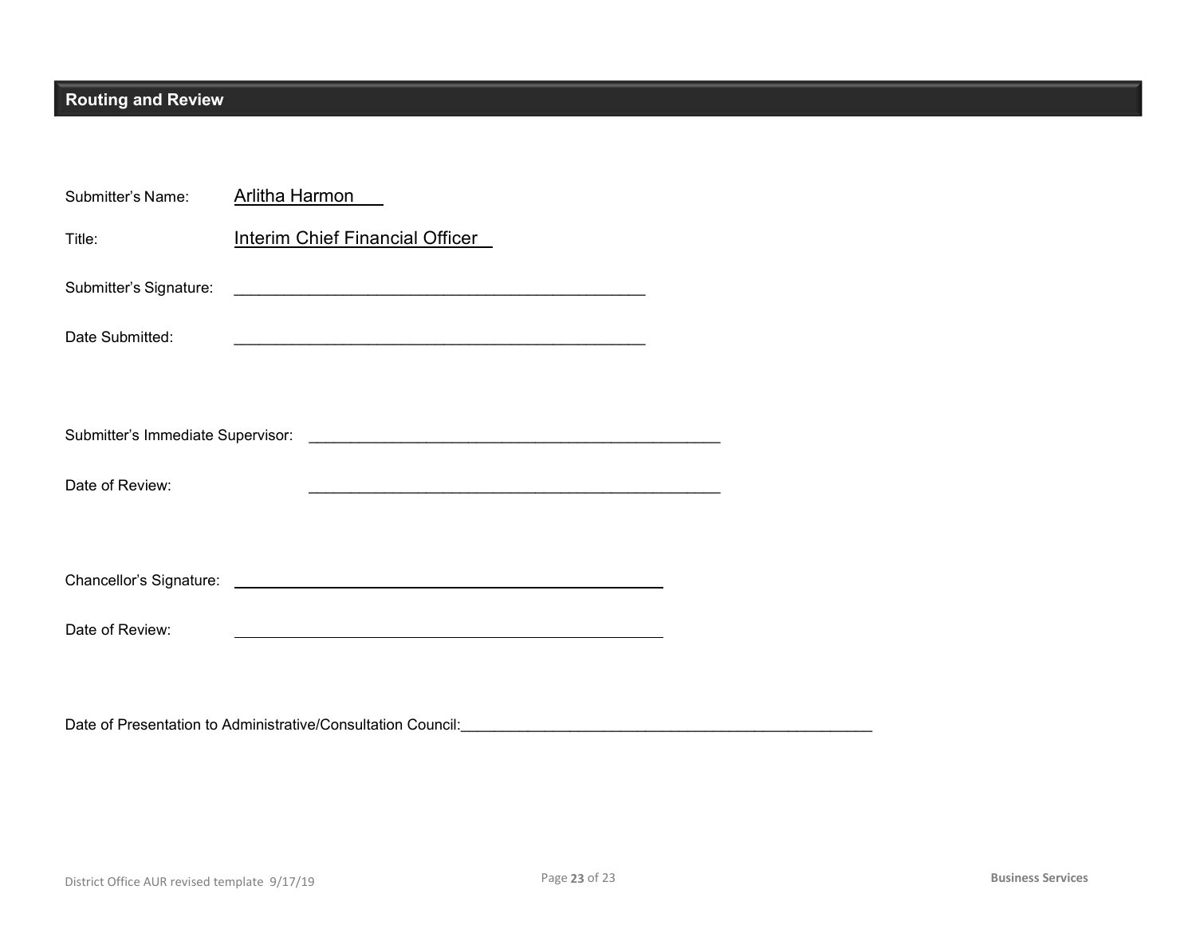## Routing and Review

Submitter's Name: Arlitha Harmon

Title: Interim Chief Financial Officer

Submitter's Signature: ________________________________________________

Date Submitted: ________________________________________________

Submitter's Immediate Supervisor: ________________________________________________

Date of Review: ________________________________________________

Chancellor's Signature: ________________________________________________

Date of Review: ________________________________________________

Date of Presentation to Administrative/Consultation Council: ________________________________________________